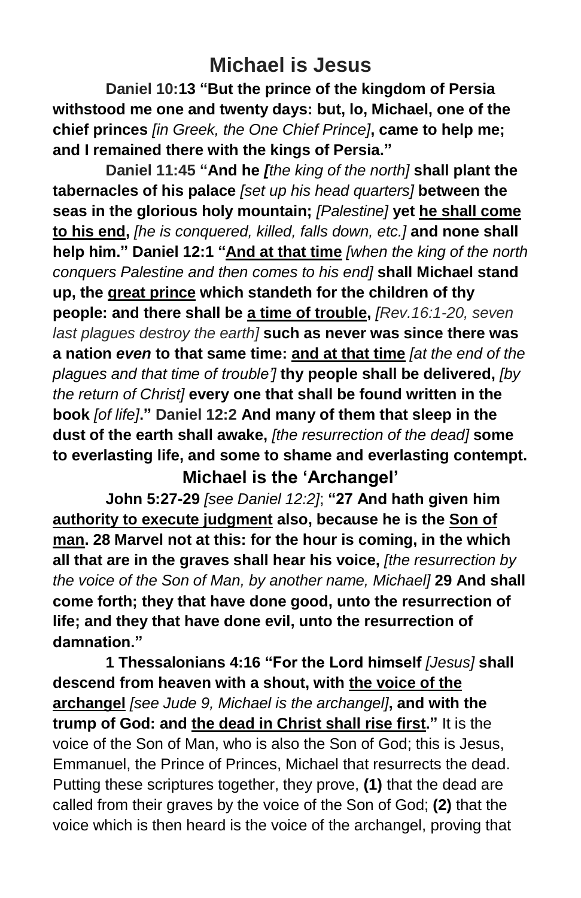# Michael is Jesus

**Daniel 10:13 "But the prince of the kingdom of Persia withstood me one and twenty days: but, lo, Michael, one of the chief princes** *[in Greek, the One Chief Prince]***, came to help me; and I remained there with the kings of Persia."**

**Daniel 11:45 "And he** *[the king of the north]* **shall plant the tabernacles of his palace** *[set up his head quarters]* **between the seas in the glorious holy mountain;** *[Palestine]* **yet <u>he shall come to his end</u>,** *[he is conquered, killed, falls down, etc.]* **and none shall help him." Daniel 12:1 "<u>And at that time</u>** *[when the king of the north conquers Palestine and then comes to his end]* **shall Michael stand up, the <u>great prince</u> which standeth for the children of thy people: and there shall be <u>a time of trouble</u>,** *[Rev.16:1-20, seven last plagues destroy the earth]* **such as never was since there was a nation *even* to that same time: <u>and at that time</u>** *[at the end of the plagues and that time of trouble']* **thy people shall be delivered,** *[by the return of Christ]* **every one that shall be found written in the book** *[of life]***." Daniel 12:2 And many of them that sleep in the dust of the earth shall awake,** *[the resurrection of the dead]* **some to everlasting life, and some to shame and everlasting contempt.**

## Michael is the 'Archangel'

**John 5:27-29** *[see Daniel 12:2]*; **"27 And hath given him <u>authority to execute judgment</u> also, because he is the <u>Son of man</u>. 28 Marvel not at this: for the hour is coming, in the which all that are in the graves shall hear his voice,** *[the resurrection by the voice of the Son of Man, by another name, Michael]* **29 And shall come forth; they that have done good, unto the resurrection of life; and they that have done evil, unto the resurrection of damnation."**

**1 Thessalonians 4:16 "For the Lord himself** *[Jesus]* **shall descend from heaven with a shout, with <u>the voice of the archangel</u>** *[see Jude 9, Michael is the archangel]***, and with the trump of God: and <u>the dead in Christ shall rise first</u>."** It is the voice of the Son of Man, who is also the Son of God; this is Jesus, Emmanuel, the Prince of Princes, Michael that resurrects the dead. Putting these scriptures together, they prove, **(1)** that the dead are called from their graves by the voice of the Son of God; **(2)** that the voice which is then heard is the voice of the archangel, proving that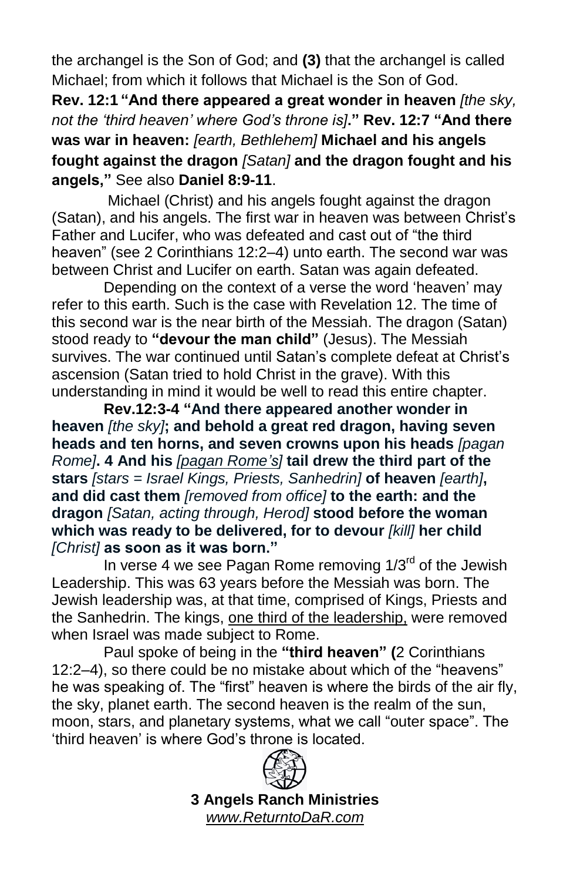the archangel is the Son of God; and **(3)** that the archangel is called Michael; from which it follows that Michael is the Son of God.

**Rev. 12:1 "And there appeared a great wonder in heaven** *[the sky, not the 'third heaven' where God's throne is]***." Rev. 12:7 "And there was war in heaven:** *[earth, Bethlehem]* **Michael and his angels fought against the dragon** *[Satan]* **and the dragon fought and his angels,"** See also **Daniel 8:9-11**.

Michael (Christ) and his angels fought against the dragon (Satan), and his angels. The first war in heaven was between Christ's Father and Lucifer, who was defeated and cast out of "the third heaven" (see 2 Corinthians 12:2–4) unto earth. The second war was between Christ and Lucifer on earth. Satan was again defeated.

Depending on the context of a verse the word 'heaven' may refer to this earth. Such is the case with Revelation 12. The time of this second war is the near birth of the Messiah. The dragon (Satan) stood ready to **"devour the man child"** (Jesus). The Messiah survives. The war continued until Satan's complete defeat at Christ's ascension (Satan tried to hold Christ in the grave). With this understanding in mind it would be well to read this entire chapter.

**Rev.12:3-4 "And there appeared another wonder in heaven** *[the sky]***; and behold a great red dragon, having seven heads and ten horns, and seven crowns upon his heads** *[pagan Rome]***. 4 And his** *[pagan Rome's]* **tail drew the third part of the stars** *[stars = Israel Kings, Priests, Sanhedrin]* **of heaven** *[earth]***, and did cast them** *[removed from office]* **to the earth: and the dragon** *[Satan, acting through, Herod]* **stood before the woman which was ready to be delivered, for to devour** *[kill]* **her child** *[Christ]* **as soon as it was born."**

In verse 4 we see Pagan Rome removing 1/3rd of the Jewish Leadership. This was 63 years before the Messiah was born. The Jewish leadership was, at that time, comprised of Kings, Priests and the Sanhedrin. The kings, one third of the leadership, were removed when Israel was made subject to Rome.

Paul spoke of being in the **"third heaven" (**2 Corinthians 12:2–4), so there could be no mistake about which of the "heavens" he was speaking of. The "first" heaven is where the birds of the air fly, the sky, planet earth. The second heaven is the realm of the sun, moon, stars, and planetary systems, what we call "outer space". The 'third heaven' is where God's throne is located.

**3 Angels Ranch Ministries**
*www.ReturntoDaR.com*